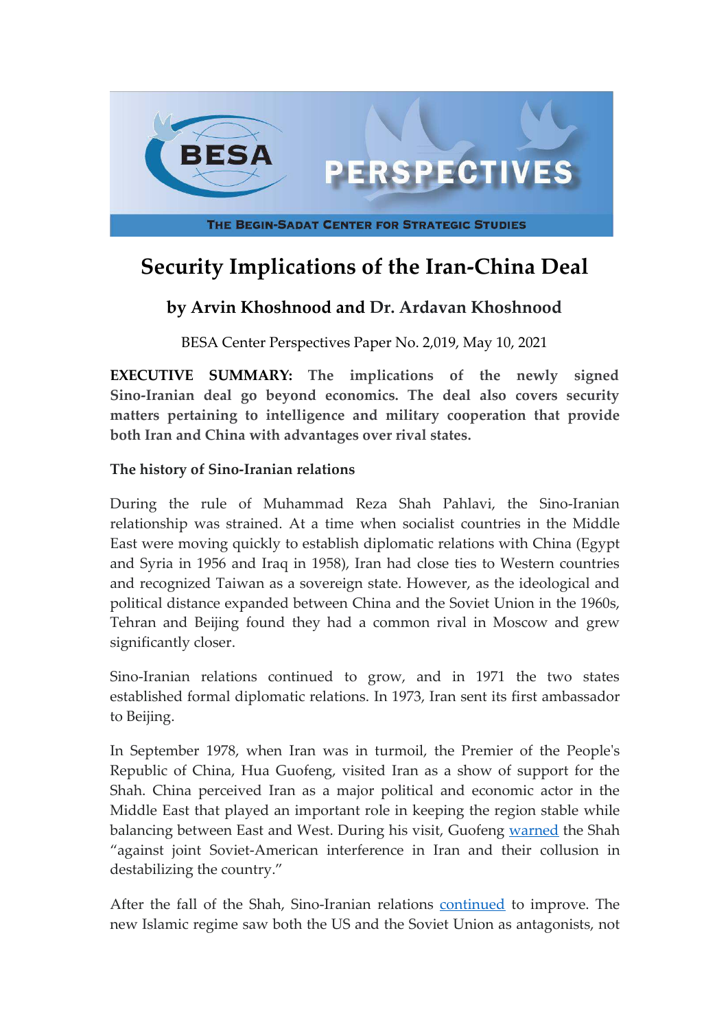# Security Implications of the Iran-China Deal

### by Arvin Khoshnood and Dr. Ardavan Khoshnood

BESA Center Perspectives Paper No. 2,019, May 10, 2021

**EXECUTIVE SUMMARY: The implications of the newly signed Sino-Iranian deal go beyond economics. The deal also covers security matters pertaining to intelligence and military cooperation that provide both Iran and China with advantages over rival states.**

**The history of Sino-Iranian relations**

During the rule of Muhammad Reza Shah Pahlavi, the Sino-Iranian relationship was strained. At a time when socialist countries in the Middle East were moving quickly to establish diplomatic relations with China (Egypt and Syria in 1956 and Iraq in 1958), Iran had close ties to Western countries and recognized Taiwan as a sovereign state. However, as the ideological and political distance expanded between China and the Soviet Union in the 1960s, Tehran and Beijing found they had a common rival in Moscow and grew significantly closer.

Sino-Iranian relations continued to grow, and in 1971 the two states established formal diplomatic relations. In 1973, Iran sent its first ambassador to Beijing.

In September 1978, when Iran was in turmoil, the Premier of the People's Republic of China, Hua Guofeng, visited Iran as a show of support for the Shah. China perceived Iran as a major political and economic actor in the Middle East that played an important role in keeping the region stable while balancing between East and West. During his visit, Guofeng warned the Shah "against joint Soviet-American interference in Iran and their collusion in destabilizing the country."

After the fall of the Shah, Sino-Iranian relations continued to improve. The new Islamic regime saw both the US and the Soviet Union as antagonists, not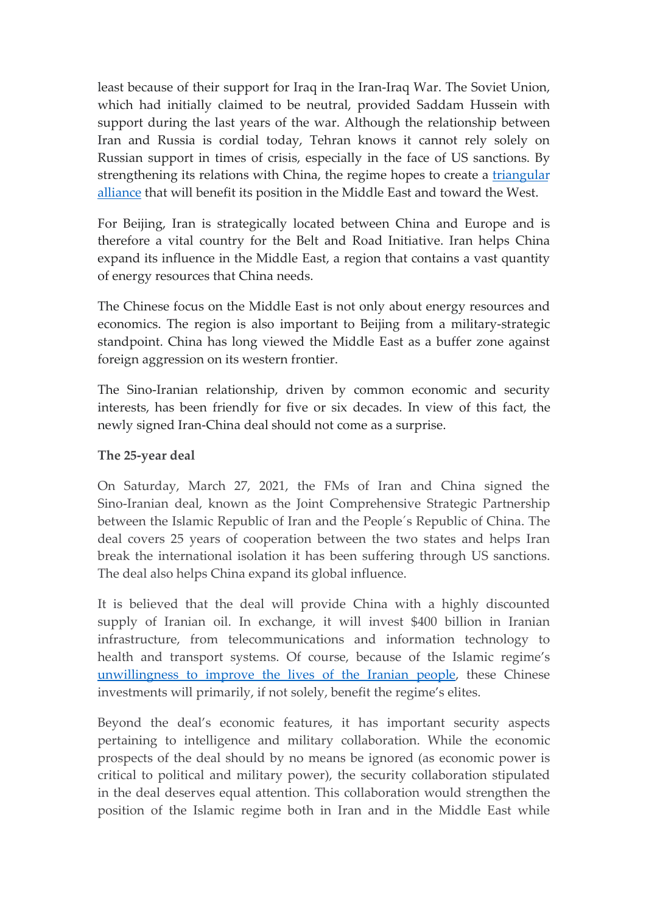least because of their support for Iraq in the Iran-Iraq War. The Soviet Union, which had initially claimed to be neutral, provided Saddam Hussein with support during the last years of the war. Although the relationship between Iran and Russia is cordial today, Tehran knows it cannot rely solely on Russian support in times of crisis, especially in the face of US sanctions. By strengthening its relations with China, the regime hopes to create a triangular alliance that will benefit its position in the Middle East and toward the West.

For Beijing, Iran is strategically located between China and Europe and is therefore a vital country for the Belt and Road Initiative. Iran helps China expand its influence in the Middle East, a region that contains a vast quantity of energy resources that China needs.

The Chinese focus on the Middle East is not only about energy resources and economics. The region is also important to Beijing from a military-strategic standpoint. China has long viewed the Middle East as a buffer zone against foreign aggression on its western frontier.

The Sino-Iranian relationship, driven by common economic and security interests, has been friendly for five or six decades. In view of this fact, the newly signed Iran-China deal should not come as a surprise.

**The 25-year deal**

On Saturday, March 27, 2021, the FMs of Iran and China signed the Sino-Iranian deal, known as the Joint Comprehensive Strategic Partnership between the Islamic Republic of Iran and the People´s Republic of China. The deal covers 25 years of cooperation between the two states and helps Iran break the international isolation it has been suffering through US sanctions. The deal also helps China expand its global influence.

It is believed that the deal will provide China with a highly discounted supply of Iranian oil. In exchange, it will invest $400 billion in Iranian infrastructure, from telecommunications and information technology to health and transport systems. Of course, because of the Islamic regime's unwillingness to improve the lives of the Iranian people, these Chinese investments will primarily, if not solely, benefit the regime's elites.

Beyond the deal's economic features, it has important security aspects pertaining to intelligence and military collaboration. While the economic prospects of the deal should by no means be ignored (as economic power is critical to political and military power), the security collaboration stipulated in the deal deserves equal attention. This collaboration would strengthen the position of the Islamic regime both in Iran and in the Middle East while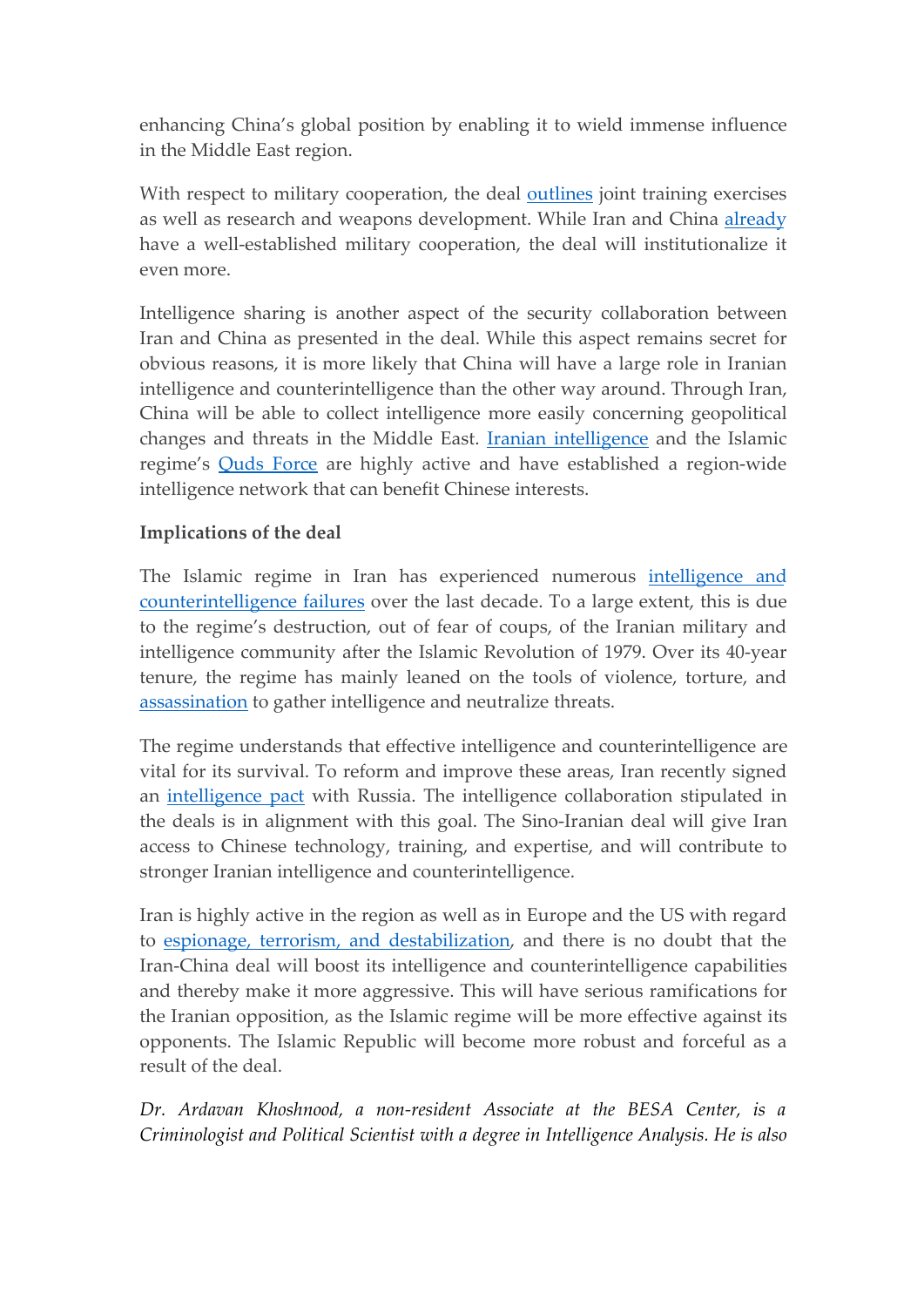enhancing China's global position by enabling it to wield immense influence in the Middle East region.

With respect to military cooperation, the deal outlines joint training exercises as well as research and weapons development. While Iran and China already have a well-established military cooperation, the deal will institutionalize it even more.

Intelligence sharing is another aspect of the security collaboration between Iran and China as presented in the deal. While this aspect remains secret for obvious reasons, it is more likely that China will have a large role in Iranian intelligence and counterintelligence than the other way around. Through Iran, China will be able to collect intelligence more easily concerning geopolitical changes and threats in the Middle East. Iranian intelligence and the Islamic regime's Quds Force are highly active and have established a region-wide intelligence network that can benefit Chinese interests.

**Implications of the deal**

The Islamic regime in Iran has experienced numerous intelligence and counterintelligence failures over the last decade. To a large extent, this is due to the regime's destruction, out of fear of coups, of the Iranian military and intelligence community after the Islamic Revolution of 1979. Over its 40-year tenure, the regime has mainly leaned on the tools of violence, torture, and assassination to gather intelligence and neutralize threats.

The regime understands that effective intelligence and counterintelligence are vital for its survival. To reform and improve these areas, Iran recently signed an intelligence pact with Russia. The intelligence collaboration stipulated in the deals is in alignment with this goal. The Sino-Iranian deal will give Iran access to Chinese technology, training, and expertise, and will contribute to stronger Iranian intelligence and counterintelligence.

Iran is highly active in the region as well as in Europe and the US with regard to espionage, terrorism, and destabilization, and there is no doubt that the Iran-China deal will boost its intelligence and counterintelligence capabilities and thereby make it more aggressive. This will have serious ramifications for the Iranian opposition, as the Islamic regime will be more effective against its opponents. The Islamic Republic will become more robust and forceful as a result of the deal.

*Dr. Ardavan Khoshnood, a non-resident Associate at the BESA Center, is a Criminologist and Political Scientist with a degree in Intelligence Analysis. He is also*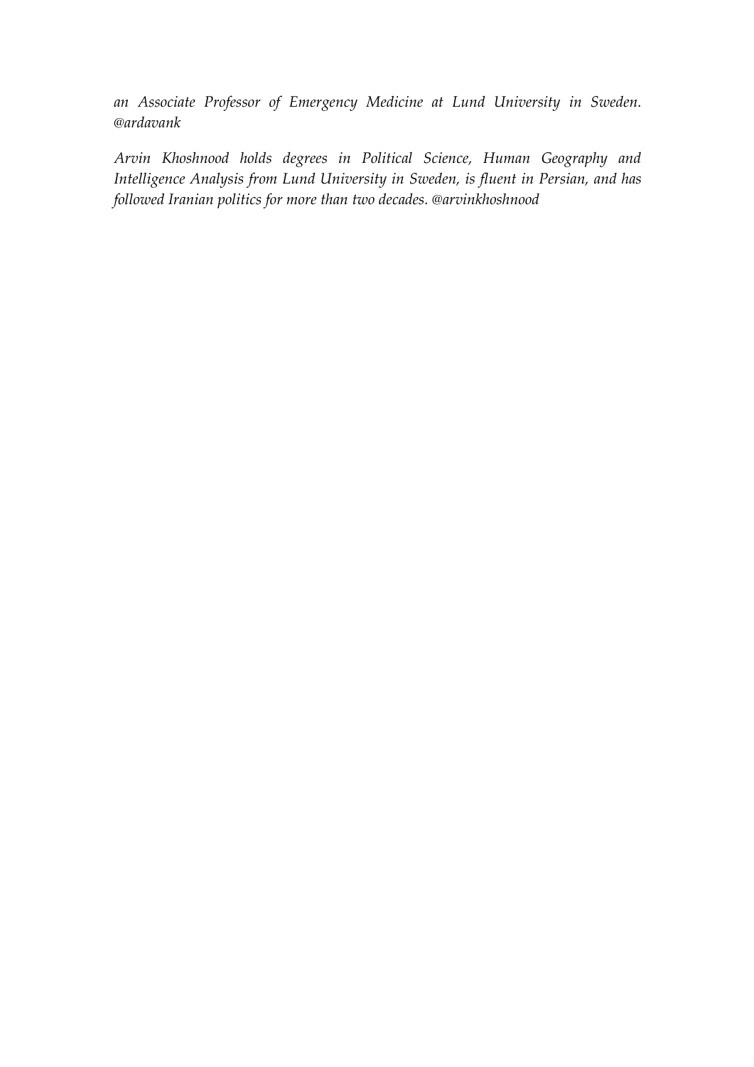*an Associate Professor of Emergency Medicine at Lund University in Sweden. @ardavank*

*Arvin Khoshnood holds degrees in Political Science, Human Geography and Intelligence Analysis from Lund University in Sweden, is fluent in Persian, and has followed Iranian politics for more than two decades. @arvinkhoshnood*